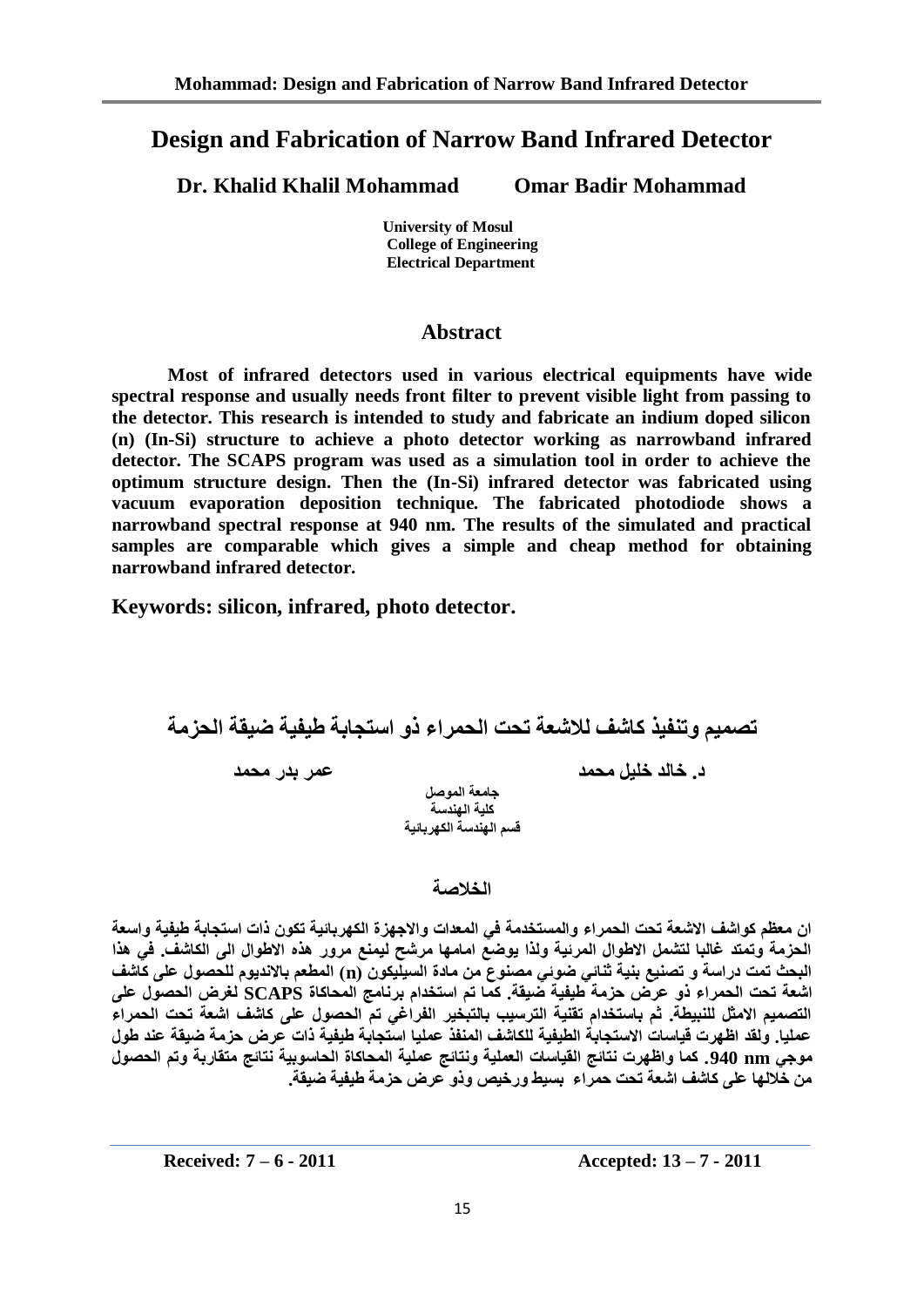# Design and Fabrication of Narrow Band Infrared Detector

**Dr. Khalid Khalil Mohammad** **Omar Badir Mohammad**

**University of Mosul**
**College of Engineering**
**Electrical Department**

## Abstract

**Most of infrared detectors used in various electrical equipments have wide spectral response and usually needs front filter to prevent visible light from passing to the detector. This research is intended to study and fabricate an indium doped silicon (n) (In-Si) structure to achieve a photo detector working as narrowband infrared detector. The SCAPS program was used as a simulation tool in order to achieve the optimum structure design. Then the (In-Si) infrared detector was fabricated using vacuum evaporation deposition technique. The fabricated photodiode shows a narrowband spectral response at 940 nm. The results of the simulated and practical samples are comparable which gives a simple and cheap method for obtaining narrowband infrared detector.**

**Keywords: silicon, infrared, photo detector.**

# تصميم وتنفيذ كاشف للاشعة تحت الحمراء ذو استجابة طيفية ضيقة الحزمة

**د. خالد خليل محمد** **عمر بدر محمد**

**جامعة الموصل**
**كلية الهندسة**
**قسم الهندسة الكهربائية**

## الخلاصة

**ان معظم كواشف الاشعة تحت الحمراء والمستخدمة في المعدات والاجهزة الكهربائية تكون ذات استجابة طيفية واسعة الحزمة وتمتد غالبا لتشمل الاطوال المرئية ولذا يوضع امامها مرشح ليمنع مرور هذه الاطوال الى الكاشف. في هذا البحث تمت دراسة و تصنيع بنية ثنائي ضوئي مصنوع من مادة السيليكون (n) المطعم بالانديوم للحصول على كاشف اشعة تحت الحمراء ذو عرض حزمة طيفية ضيقة. كما تم استخدام برنامج المحاكاة SCAPS لغرض الحصول على التصميم الامثل للنبيطة. ثم باستخدام تقنية الترسيب بالتبخير الفراغي تم الحصول على كاشف اشعة تحت الحمراء عمليا. ولقد اظهرت قياسات الاستجابة الطيفية للكاشف المنفذ عمليا استجابة طيفية ذات عرض حزمة ضيقة عند طول موجي 940 nm. كما واظهرت نتائج القياسات العملية ونتائج عملية المحاكاة الحاسوبية نتائج متقاربة وتم الحصول من خلالها على كاشف اشعة تحت حمراء بسيط ورخيص وذو عرض حزمة طيفية ضيقة.**

**Received: 7 – 6 - 2011** **Accepted: 13 – 7 - 2011**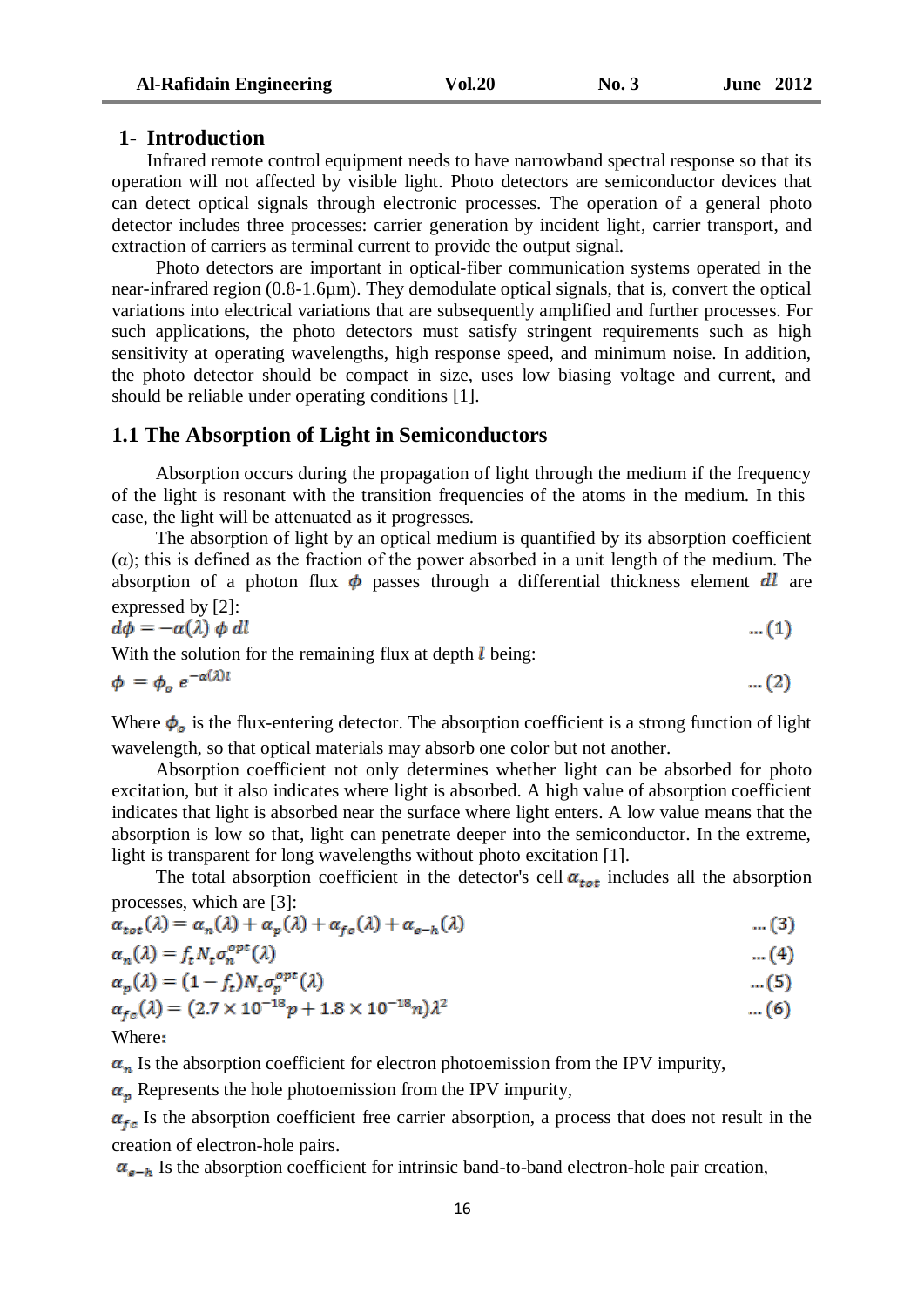## 1- Introduction

Infrared remote control equipment needs to have narrowband spectral response so that its operation will not affected by visible light. Photo detectors are semiconductor devices that can detect optical signals through electronic processes. The operation of a general photo detector includes three processes: carrier generation by incident light, carrier transport, and extraction of carriers as terminal current to provide the output signal.

Photo detectors are important in optical-fiber communication systems operated in the near-infrared region (0.8-1.6µm). They demodulate optical signals, that is, convert the optical variations into electrical variations that are subsequently amplified and further processes. For such applications, the photo detectors must satisfy stringent requirements such as high sensitivity at operating wavelengths, high response speed, and minimum noise. In addition, the photo detector should be compact in size, uses low biasing voltage and current, and should be reliable under operating conditions [1].

### 1.1 The Absorption of Light in Semiconductors

Absorption occurs during the propagation of light through the medium if the frequency of the light is resonant with the transition frequencies of the atoms in the medium. In this case, the light will be attenuated as it progresses.

The absorption of light by an optical medium is quantified by its absorption coefficient (α); this is defined as the fraction of the power absorbed in a unit length of the medium. The absorption of a photon flux $\phi$ passes through a differential thickness element $dl$ are expressed by [2]:

$$d\phi = -\alpha(\lambda)\,\phi\,dl \qquad \dots(1)$$

With the solution for the remaining flux at depth $l$ being:

$$\phi = \phi_o\, e^{-\alpha(\lambda)l} \qquad \dots(2)$$

Where $\phi_o$ is the flux-entering detector. The absorption coefficient is a strong function of light wavelength, so that optical materials may absorb one color but not another.

Absorption coefficient not only determines whether light can be absorbed for photo excitation, but it also indicates where light is absorbed. A high value of absorption coefficient indicates that light is absorbed near the surface where light enters. A low value means that the absorption is low so that, light can penetrate deeper into the semiconductor. In the extreme, light is transparent for long wavelengths without photo excitation [1].

The total absorption coefficient in the detector's cell $\alpha_{tot}$ includes all the absorption processes, which are [3]:

$$\alpha_{tot}(\lambda) = \alpha_n(\lambda) + \alpha_p(\lambda) + \alpha_{fc}(\lambda) + \alpha_{e-h}(\lambda) \qquad \dots(3)$$

$$\alpha_n(\lambda) = f_t N_t \sigma_n^{opt}(\lambda) \qquad \dots(4)$$

$$\alpha_p(\lambda) = (1 - f_t) N_t \sigma_p^{opt}(\lambda) \qquad \dots(5)$$

$$\alpha_{fc}(\lambda) = (2.7 \times 10^{-18} p + 1.8 \times 10^{-18} n)\lambda^2 \qquad \dots(6)$$

Where:

$\alpha_n$ Is the absorption coefficient for electron photoemission from the IPV impurity,

$\alpha_p$ Represents the hole photoemission from the IPV impurity,

$\alpha_{fc}$ Is the absorption coefficient free carrier absorption, a process that does not result in the creation of electron-hole pairs.

$\alpha_{e-h}$ Is the absorption coefficient for intrinsic band-to-band electron-hole pair creation,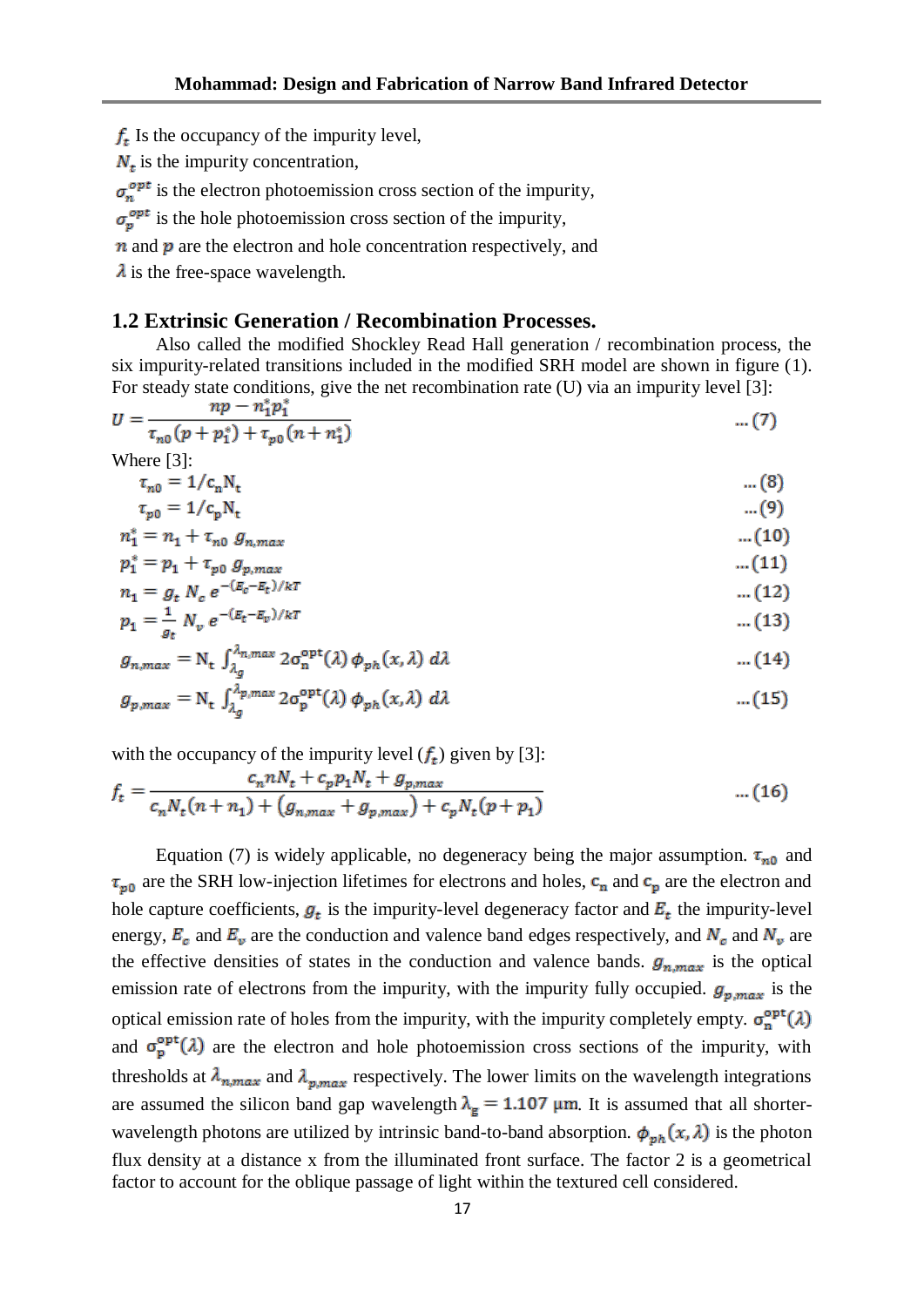$f_t$ Is the occupancy of the impurity level,

$N_t$ is the impurity concentration,

$\sigma_n^{opt}$ is the electron photoemission cross section of the impurity,

$\sigma_p^{opt}$ is the hole photoemission cross section of the impurity,

$n$ and $p$ are the electron and hole concentration respectively, and

$\lambda$ is the free-space wavelength.

## 1.2 Extrinsic Generation / Recombination Processes.

Also called the modified Shockley Read Hall generation / recombination process, the six impurity-related transitions included in the modified SRH model are shown in figure (1). For steady state conditions, give the net recombination rate (U) via an impurity level [3]:

$$U = \frac{np - n_1^* p_1^*}{\tau_{n0}(p + p_1^*) + \tau_{p0}(n + n_1^*)} \quad \text{... (7)}$$

Where [3]:

$$\tau_{n0} = 1/c_n N_t \quad \text{... (8)}$$

$$\tau_{p0} = 1/c_p N_t \quad \text{... (9)}$$

$$n_1^* = n_1 + \tau_{n0}\, g_{n,max} \quad \text{... (10)}$$

$$p_1^* = p_1 + \tau_{p0}\, g_{p,max} \quad \text{... (11)}$$

$$n_1 = g_t\, N_c\, e^{-(E_c - E_t)/kT} \quad \text{... (12)}$$

$$p_1 = \frac{1}{g_t}\, N_v\, e^{-(E_t - E_v)/kT} \quad \text{... (13)}$$

$$g_{n,max} = N_t \int_{\lambda_g}^{\lambda_{n,max}} 2\sigma_n^{opt}(\lambda)\, \phi_{ph}(x,\lambda)\, d\lambda \quad \text{... (14)}$$

$$g_{p,max} = N_t \int_{\lambda_g}^{\lambda_{p,max}} 2\sigma_p^{opt}(\lambda)\, \phi_{ph}(x,\lambda)\, d\lambda \quad \text{... (15)}$$

with the occupancy of the impurity level ($f_t$) given by [3]:

$$f_t = \frac{c_n n N_t + c_p p_1 N_t + g_{p,max}}{c_n N_t (n + n_1) + (g_{n,max} + g_{p,max}) + c_p N_t (p + p_1)} \quad \text{... (16)}$$

Equation (7) is widely applicable, no degeneracy being the major assumption. $\tau_{n0}$ and $\tau_{p0}$ are the SRH low-injection lifetimes for electrons and holes, $c_n$ and $c_p$ are the electron and hole capture coefficients, $g_t$ is the impurity-level degeneracy factor and $E_t$ the impurity-level energy, $E_c$ and $E_v$ are the conduction and valence band edges respectively, and $N_c$ and $N_v$ are the effective densities of states in the conduction and valence bands. $g_{n,max}$ is the optical emission rate of electrons from the impurity, with the impurity fully occupied. $g_{p,max}$ is the optical emission rate of holes from the impurity, with the impurity completely empty. $\sigma_n^{opt}(\lambda)$ and $\sigma_p^{opt}(\lambda)$ are the electron and hole photoemission cross sections of the impurity, with thresholds at $\lambda_{n,max}$ and $\lambda_{p,max}$ respectively. The lower limits on the wavelength integrations are assumed the silicon band gap wavelength $\lambda_g = 1.107$ µm. It is assumed that all shorter-wavelength photons are utilized by intrinsic band-to-band absorption. $\phi_{ph}(x,\lambda)$ is the photon flux density at a distance x from the illuminated front surface. The factor 2 is a geometrical factor to account for the oblique passage of light within the textured cell considered.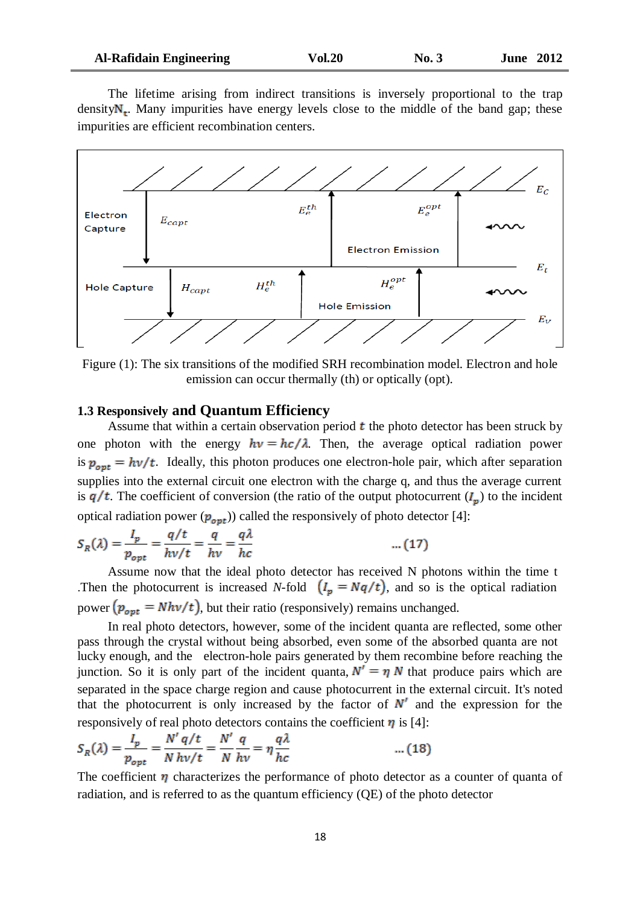The lifetime arising from indirect transitions is inversely proportional to the trap density $N_t$. Many impurities have energy levels close to the middle of the band gap; these impurities are efficient recombination centers.

Figure (1): The six transitions of the modified SRH recombination model. Electron and hole emission can occur thermally (th) or optically (opt).

### 1.3 Responsively and Quantum Efficiency

Assume that within a certain observation period $t$ the photo detector has been struck by one photon with the energy $h\nu = hc/\lambda$. Then, the average optical radiation power is $p_{opt} = h\nu/t$. Ideally, this photon produces one electron-hole pair, which after separation supplies into the external circuit one electron with the charge q, and thus the average current is $q/t$. The coefficient of conversion (the ratio of the output photocurrent ($I_p$) to the incident optical radiation power ($p_{opt}$)) called the responsively of photo detector [4]:

$$S_R(\lambda) = \frac{I_p}{p_{opt}} = \frac{q/t}{h\nu/t} = \frac{q}{h\nu} = \frac{q\lambda}{hc} \quad \text{...(17)}$$

Assume now that the ideal photo detector has received N photons within the time t .Then the photocurrent is increased $N$-fold $\left(I_p = Nq/t\right)$, and so is the optical radiation power $\left(p_{opt} = Nh\nu/t\right)$, but their ratio (responsively) remains unchanged.

In real photo detectors, however, some of the incident quanta are reflected, some other pass through the crystal without being absorbed, even some of the absorbed quanta are not lucky enough, and the electron-hole pairs generated by them recombine before reaching the junction. So it is only part of the incident quanta, $N' = \eta N$ that produce pairs which are separated in the space charge region and cause photocurrent in the external circuit. It's noted that the photocurrent is only increased by the factor of $N'$ and the expression for the responsively of real photo detectors contains the coefficient $\eta$ is [4]:

$$S_R(\lambda) = \frac{I_p}{p_{opt}} = \frac{N' q/t}{N\, h\nu/t} = \frac{N'}{N}\frac{q}{h\nu} = \eta\frac{q\lambda}{hc} \quad \text{...(18)}$$

The coefficient $\eta$ characterizes the performance of photo detector as a counter of quanta of radiation, and is referred to as the quantum efficiency (QE) of the photo detector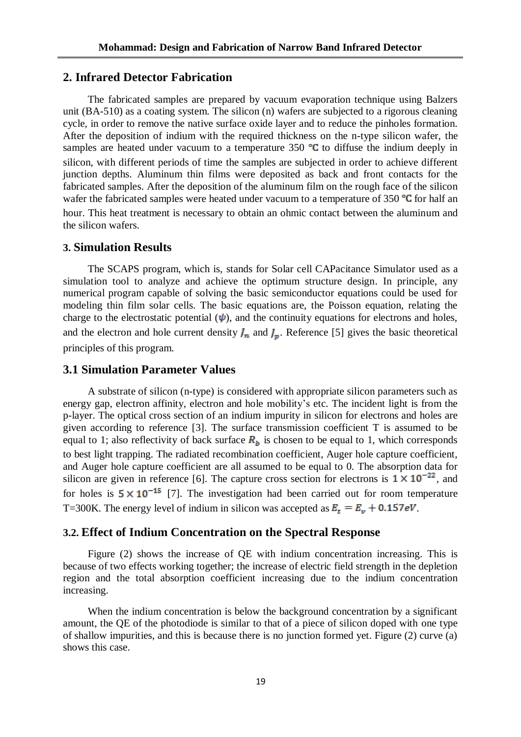## 2. Infrared Detector Fabrication

The fabricated samples are prepared by vacuum evaporation technique using Balzers unit (BA-510) as a coating system. The silicon (n) wafers are subjected to a rigorous cleaning cycle, in order to remove the native surface oxide layer and to reduce the pinholes formation. After the deposition of indium with the required thickness on the n-type silicon wafer, the samples are heated under vacuum to a temperature 350 ℃ to diffuse the indium deeply in silicon, with different periods of time the samples are subjected in order to achieve different junction depths. Aluminum thin films were deposited as back and front contacts for the fabricated samples. After the deposition of the aluminum film on the rough face of the silicon wafer the fabricated samples were heated under vacuum to a temperature of 350 ℃ for half an hour. This heat treatment is necessary to obtain an ohmic contact between the aluminum and the silicon wafers.

## 3. Simulation Results

The SCAPS program, which is, stands for Solar cell CAPacitance Simulator used as a simulation tool to analyze and achieve the optimum structure design. In principle, any numerical program capable of solving the basic semiconductor equations could be used for modeling thin film solar cells. The basic equations are, the Poisson equation, relating the charge to the electrostatic potential ($\psi$), and the continuity equations for electrons and holes, and the electron and hole current density $J_n$ and $J_p$. Reference [5] gives the basic theoretical principles of this program.

## 3.1 Simulation Parameter Values

A substrate of silicon (n-type) is considered with appropriate silicon parameters such as energy gap, electron affinity, electron and hole mobility's etc. The incident light is from the p-layer. The optical cross section of an indium impurity in silicon for electrons and holes are given according to reference [3]. The surface transmission coefficient T is assumed to be equal to 1; also reflectivity of back surface $R_b$ is chosen to be equal to 1, which corresponds to best light trapping. The radiated recombination coefficient, Auger hole capture coefficient, and Auger hole capture coefficient are all assumed to be equal to 0. The absorption data for silicon are given in reference [6]. The capture cross section for electrons is $1 \times 10^{-22}$, and for holes is $5 \times 10^{-15}$ [7]. The investigation had been carried out for room temperature T=300K. The energy level of indium in silicon was accepted as $E_t = E_v + 0.157eV$.

## 3.2. Effect of Indium Concentration on the Spectral Response

Figure (2) shows the increase of QE with indium concentration increasing. This is because of two effects working together; the increase of electric field strength in the depletion region and the total absorption coefficient increasing due to the indium concentration increasing.

When the indium concentration is below the background concentration by a significant amount, the QE of the photodiode is similar to that of a piece of silicon doped with one type of shallow impurities, and this is because there is no junction formed yet. Figure (2) curve (a) shows this case.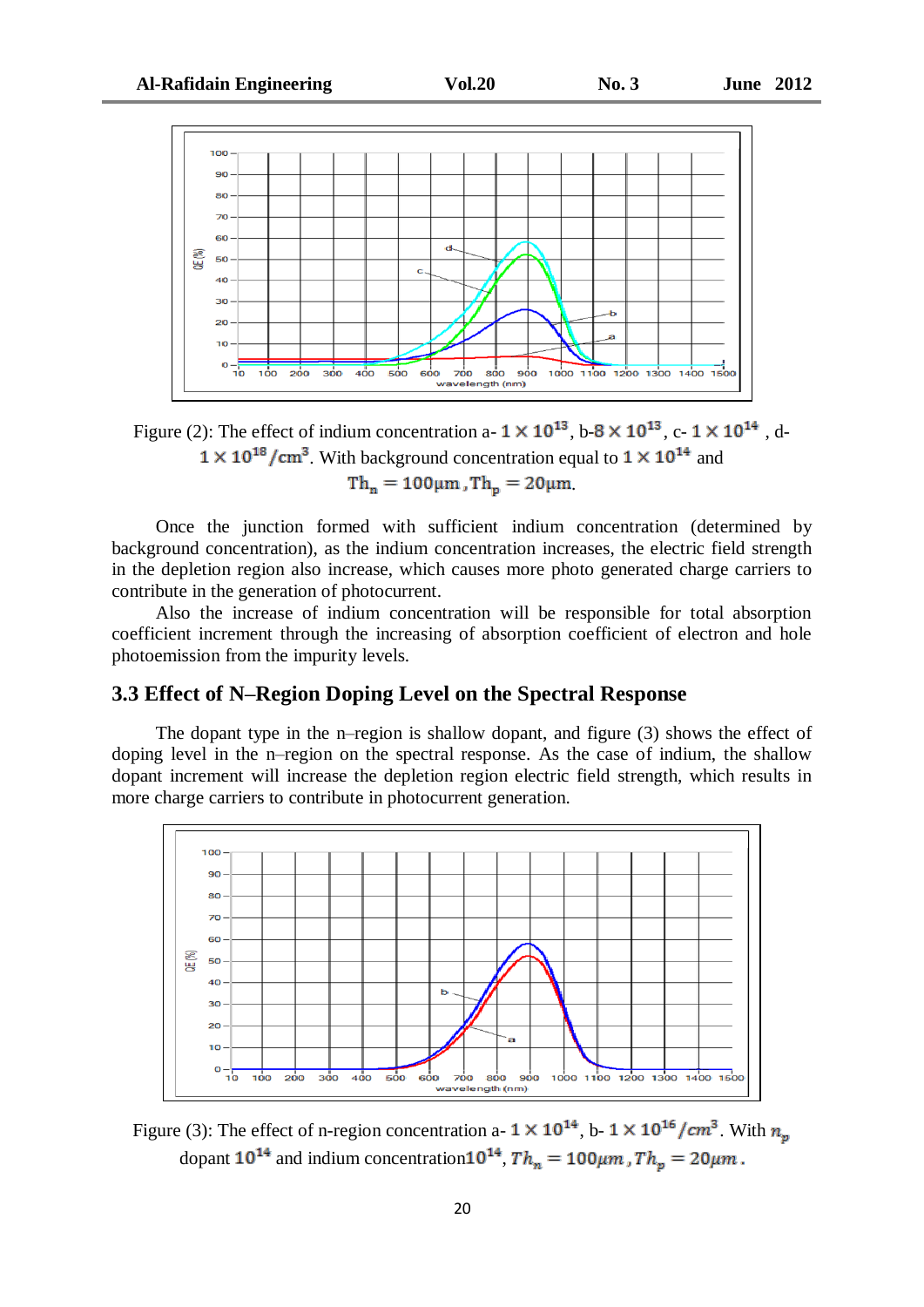Figure (2): The effect of indium concentration a- $1\times10^{13}$, b-$8\times10^{13}$, c- $1\times10^{14}$ , d- $1\times10^{18}/cm^3$. With background concentration equal to $1\times10^{14}$ and $Th_n = 100\mu m$ , $Th_p = 20\mu m$.

Once the junction formed with sufficient indium concentration (determined by background concentration), as the indium concentration increases, the electric field strength in the depletion region also increase, which causes more photo generated charge carriers to contribute in the generation of photocurrent.

Also the increase of indium concentration will be responsible for total absorption coefficient increment through the increasing of absorption coefficient of electron and hole photoemission from the impurity levels.

### 3.3 Effect of N–Region Doping Level on the Spectral Response

The dopant type in the n–region is shallow dopant, and figure (3) shows the effect of doping level in the n–region on the spectral response. As the case of indium, the shallow dopant increment will increase the depletion region electric field strength, which results in more charge carriers to contribute in photocurrent generation.

Figure (3): The effect of n-region concentration a- $1\times10^{14}$, b- $1\times10^{16}/cm^3$. With $n_p$ dopant $10^{14}$ and indium concentration$10^{14}$, $Th_n = 100\mu m$ , $Th_p = 20\mu m$ .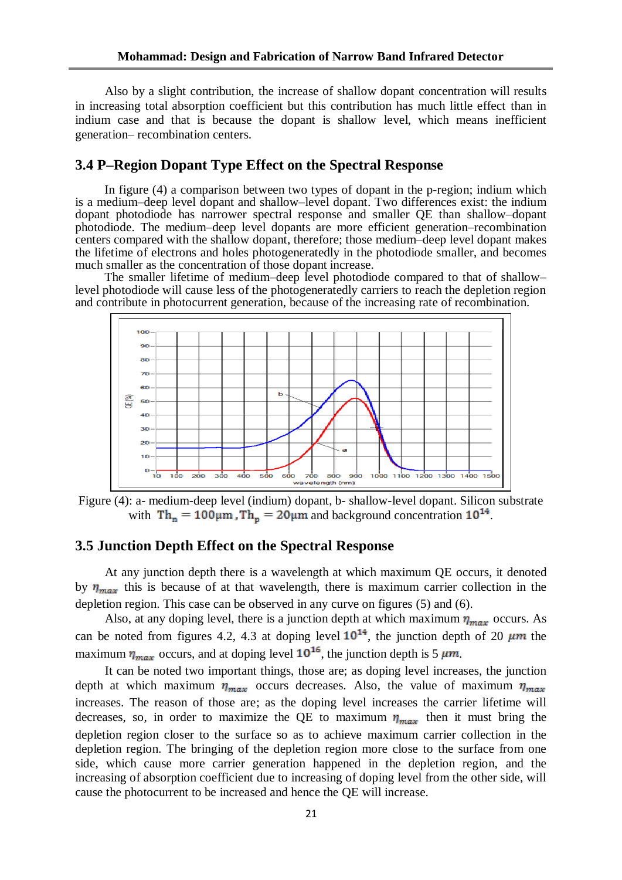Also by a slight contribution, the increase of shallow dopant concentration will results in increasing total absorption coefficient but this contribution has much little effect than in indium case and that is because the dopant is shallow level, which means inefficient generation– recombination centers.

### 3.4 P–Region Dopant Type Effect on the Spectral Response

In figure (4) a comparison between two types of dopant in the p-region; indium which is a medium–deep level dopant and shallow–level dopant. Two differences exist: the indium dopant photodiode has narrower spectral response and smaller QE than shallow–dopant photodiode. The medium–deep level dopants are more efficient generation–recombination centers compared with the shallow dopant, therefore; those medium–deep level dopant makes the lifetime of electrons and holes photogeneratedly in the photodiode smaller, and becomes much smaller as the concentration of those dopant increase.

The smaller lifetime of medium–deep level photodiode compared to that of shallow–level photodiode will cause less of the photogeneratedly carriers to reach the depletion region and contribute in photocurrent generation, because of the increasing rate of recombination.

Figure (4): a- medium-deep level (indium) dopant, b- shallow-level dopant. Silicon substrate with $Th_n = 100\mu m$ , $Th_p = 20\mu m$ and background concentration $10^{14}$.

### 3.5 Junction Depth Effect on the Spectral Response

At any junction depth there is a wavelength at which maximum QE occurs, it denoted by $\eta_{max}$ this is because of at that wavelength, there is maximum carrier collection in the depletion region. This case can be observed in any curve on figures (5) and (6).

Also, at any doping level, there is a junction depth at which maximum $\eta_{max}$ occurs. As can be noted from figures 4.2, 4.3 at doping level $10^{14}$, the junction depth of 20 $\mu m$ the maximum $\eta_{max}$ occurs, and at doping level $10^{16}$, the junction depth is 5 $\mu m$.

It can be noted two important things, those are; as doping level increases, the junction depth at which maximum $\eta_{max}$ occurs decreases. Also, the value of maximum $\eta_{max}$ increases. The reason of those are; as the doping level increases the carrier lifetime will decreases, so, in order to maximize the QE to maximum $\eta_{max}$ then it must bring the depletion region closer to the surface so as to achieve maximum carrier collection in the depletion region. The bringing of the depletion region more close to the surface from one side, which cause more carrier generation happened in the depletion region, and the increasing of absorption coefficient due to increasing of doping level from the other side, will cause the photocurrent to be increased and hence the QE will increase.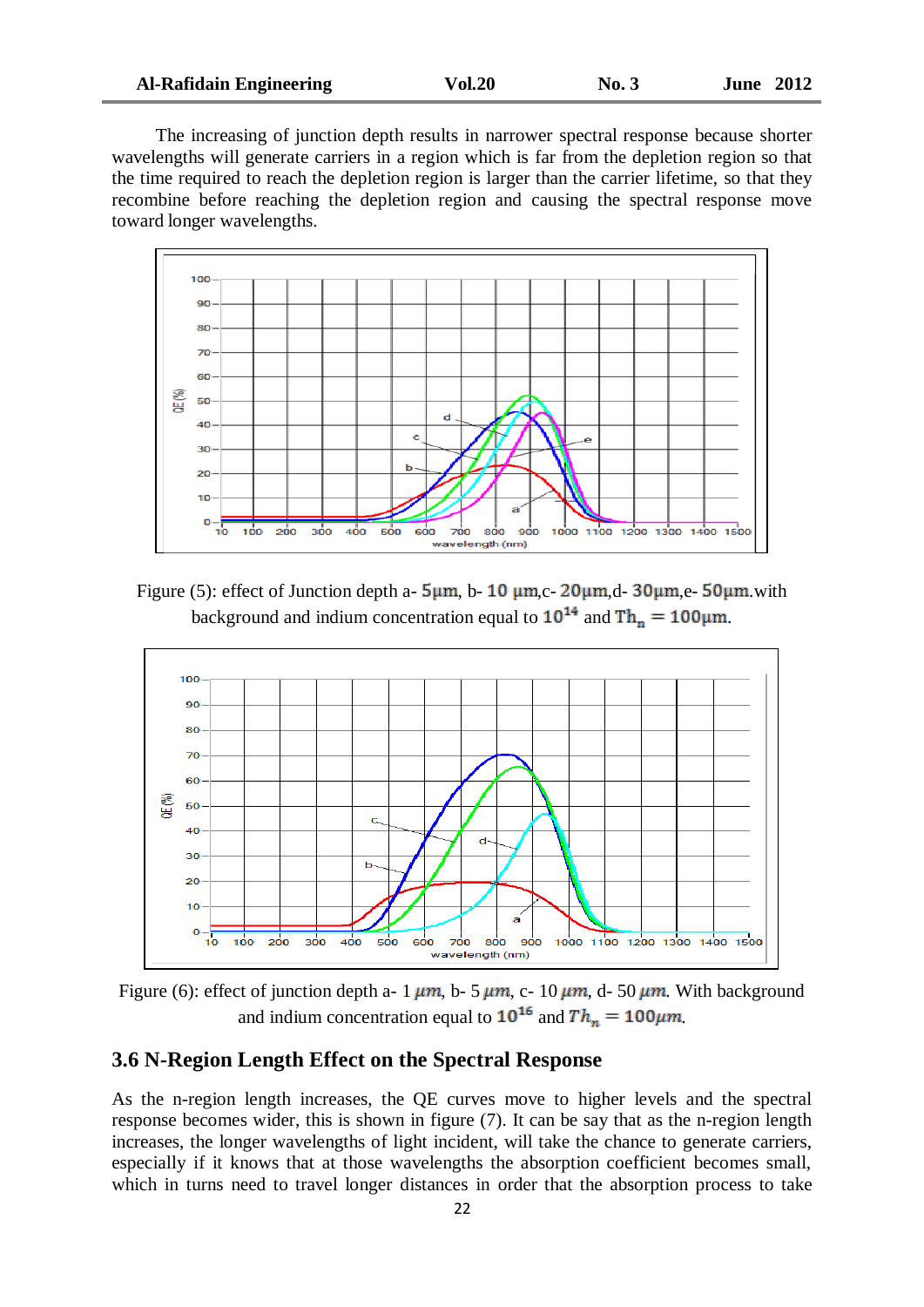The increasing of junction depth results in narrower spectral response because shorter wavelengths will generate carriers in a region which is far from the depletion region so that the time required to reach the depletion region is larger than the carrier lifetime, so that they recombine before reaching the depletion region and causing the spectral response move toward longer wavelengths.

Figure (5): effect of Junction depth a- $5\mu m$, b- $10\ \mu m$,c- $20\mu m$,d- $30\mu m$,e- $50\mu m$.with background and indium concentration equal to $10^{14}$ and $Th_n = 100\mu m$.

Figure (6): effect of junction depth a- 1 $\mu m$, b- 5 $\mu m$, c- 10 $\mu m$, d- 50 $\mu m$. With background and indium concentration equal to $10^{16}$ and $Th_n = 100\mu m$.

### 3.6 N-Region Length Effect on the Spectral Response

As the n-region length increases, the QE curves move to higher levels and the spectral response becomes wider, this is shown in figure (7). It can be say that as the n-region length increases, the longer wavelengths of light incident, will take the chance to generate carriers, especially if it knows that at those wavelengths the absorption coefficient becomes small, which in turns need to travel longer distances in order that the absorption process to take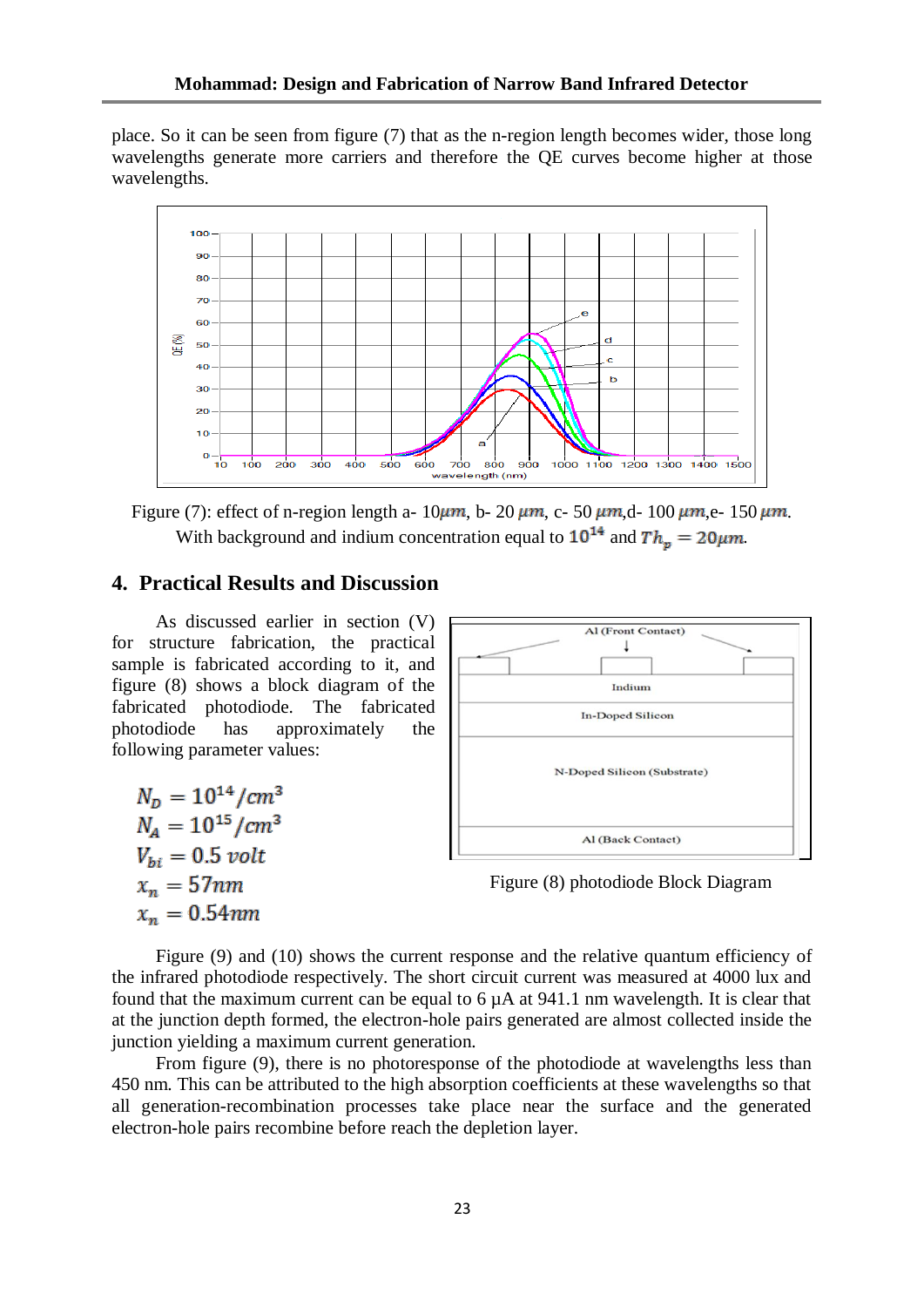place. So it can be seen from figure (7) that as the n-region length becomes wider, those long wavelengths generate more carriers and therefore the QE curves become higher at those wavelengths.

Figure (7): effect of n-region length a- 10$\mu m$, b- 20 $\mu m$, c- 50 $\mu m$,d- 100 $\mu m$,e- 150 $\mu m$. With background and indium concentration equal to $10^{14}$ and $Th_p = 20\mu m$.

## 4. Practical Results and Discussion

As discussed earlier in section (V) for structure fabrication, the practical sample is fabricated according to it, and figure (8) shows a block diagram of the fabricated photodiode. The fabricated photodiode has approximately the following parameter values:

$$N_D = 10^{14}/cm^3$$
$$N_A = 10^{15}/cm^3$$
$$V_{bi} = 0.5\ volt$$
$$x_n = 57nm$$
$$x_n = 0.54nm$$

Figure (8) photodiode Block Diagram

Figure (9) and (10) shows the current response and the relative quantum efficiency of the infrared photodiode respectively. The short circuit current was measured at 4000 lux and found that the maximum current can be equal to 6 µA at 941.1 nm wavelength. It is clear that at the junction depth formed, the electron-hole pairs generated are almost collected inside the junction yielding a maximum current generation.

From figure (9), there is no photoresponse of the photodiode at wavelengths less than 450 nm. This can be attributed to the high absorption coefficients at these wavelengths so that all generation-recombination processes take place near the surface and the generated electron-hole pairs recombine before reach the depletion layer.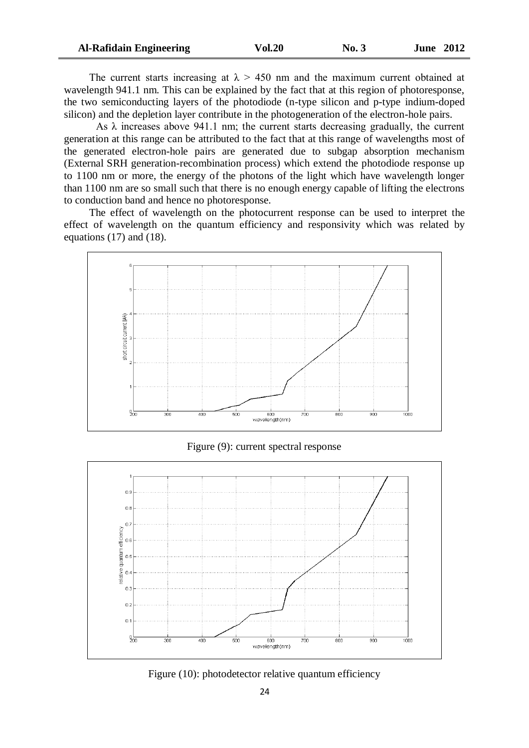The current starts increasing at $\lambda > 450$ nm and the maximum current obtained at wavelength 941.1 nm. This can be explained by the fact that at this region of photoresponse, the two semiconducting layers of the photodiode (n-type silicon and p-type indium-doped silicon) and the depletion layer contribute in the photogeneration of the electron-hole pairs.

As $\lambda$ increases above 941.1 nm; the current starts decreasing gradually, the current generation at this range can be attributed to the fact that at this range of wavelengths most of the generated electron-hole pairs are generated due to subgap absorption mechanism (External SRH generation-recombination process) which extend the photodiode response up to 1100 nm or more, the energy of the photons of the light which have wavelength longer than 1100 nm are so small such that there is no enough energy capable of lifting the electrons to conduction band and hence no photoresponse.

The effect of wavelength on the photocurrent response can be used to interpret the effect of wavelength on the quantum efficiency and responsivity which was related by equations (17) and (18).

Figure (9): current spectral response

Figure (10): photodetector relative quantum efficiency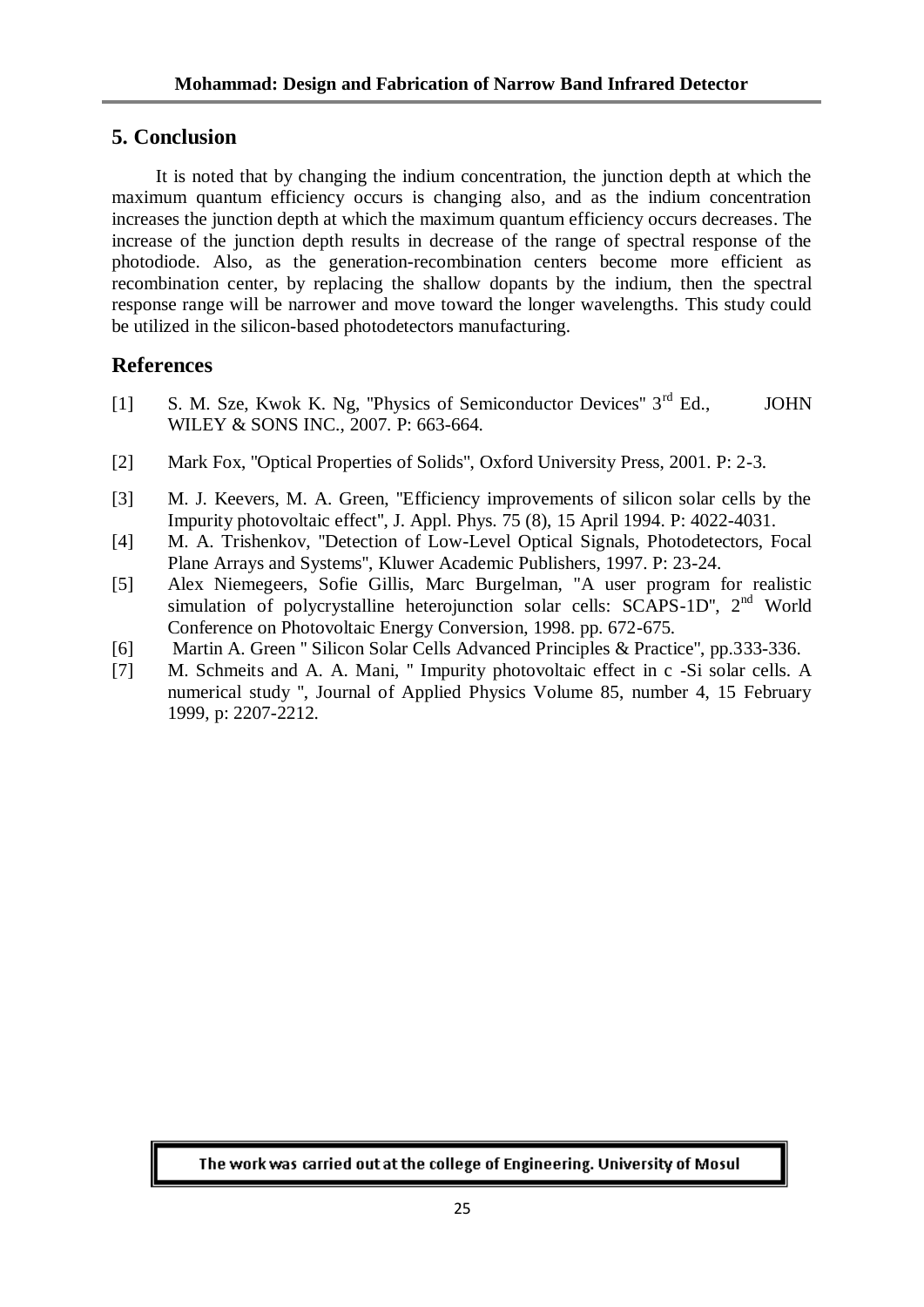## 5. Conclusion

It is noted that by changing the indium concentration, the junction depth at which the maximum quantum efficiency occurs is changing also, and as the indium concentration increases the junction depth at which the maximum quantum efficiency occurs decreases. The increase of the junction depth results in decrease of the range of spectral response of the photodiode. Also, as the generation-recombination centers become more efficient as recombination center, by replacing the shallow dopants by the indium, then the spectral response range will be narrower and move toward the longer wavelengths. This study could be utilized in the silicon-based photodetectors manufacturing.

## References

[1] S. M. Sze, Kwok K. Ng, "Physics of Semiconductor Devices" 3rd Ed., JOHN WILEY & SONS INC., 2007. P: 663-664.

[2] Mark Fox, "Optical Properties of Solids", Oxford University Press, 2001. P: 2-3.

[3] M. J. Keevers, M. A. Green, "Efficiency improvements of silicon solar cells by the Impurity photovoltaic effect", J. Appl. Phys. 75 (8), 15 April 1994. P: 4022-4031.

[4] M. A. Trishenkov, "Detection of Low-Level Optical Signals, Photodetectors, Focal Plane Arrays and Systems", Kluwer Academic Publishers, 1997. P: 23-24.

[5] Alex Niemegeers, Sofie Gillis, Marc Burgelman, "A user program for realistic simulation of polycrystalline heterojunction solar cells: SCAPS-1D", 2nd World Conference on Photovoltaic Energy Conversion, 1998. pp. 672-675.

[6] Martin A. Green " Silicon Solar Cells Advanced Principles & Practice", pp.333-336.

[7] M. Schmeits and A. A. Mani, " Impurity photovoltaic effect in c -Si solar cells. A numerical study ", Journal of Applied Physics Volume 85, number 4, 15 February 1999, p: 2207-2212.